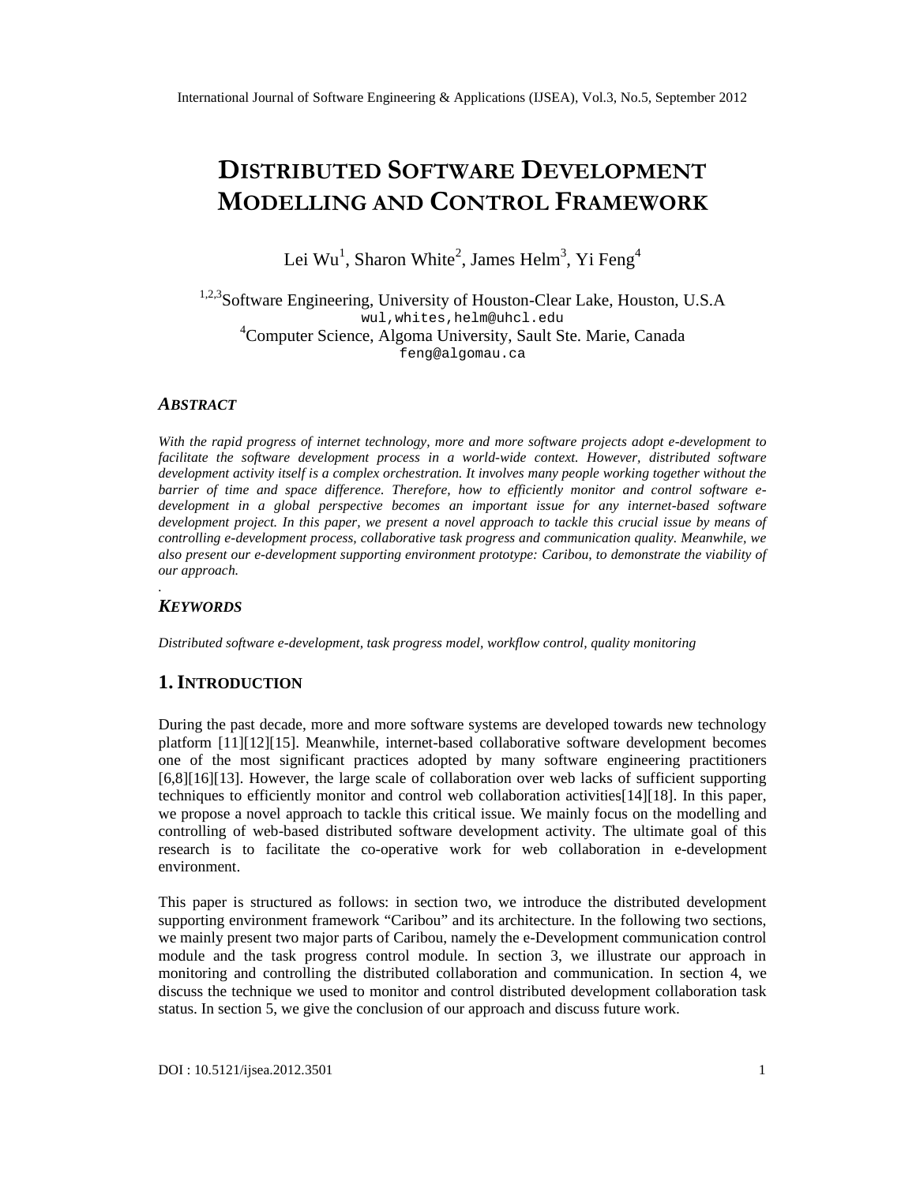# DISTRIBUTED SOFTWARE DEVELOPMENT MODELLING AND CONTROL FRAMEWORK

Lei Wu[1], Sharon White[2], James Helm[3], Yi Feng[4]

[1,2,3]Software Engineering, University of Houston-Clear Lake, Houston, U.S.A
wul,whites,helm@uhcl.edu
[4]Computer Science, Algoma University, Sault Ste. Marie, Canada
feng@algomau.ca

### ABSTRACT

*With the rapid progress of internet technology, more and more software projects adopt e-development to facilitate the software development process in a world-wide context. However, distributed software development activity itself is a complex orchestration. It involves many people working together without the barrier of time and space difference. Therefore, how to efficiently monitor and control software e-development in a global perspective becomes an important issue for any internet-based software development project. In this paper, we present a novel approach to tackle this crucial issue by means of controlling e-development process, collaborative task progress and communication quality. Meanwhile, we also present our e-development supporting environment prototype: Caribou, to demonstrate the viability of our approach.*

.

### KEYWORDS

*Distributed software e-development, task progress model, workflow control, quality monitoring*

## 1. INTRODUCTION

During the past decade, more and more software systems are developed towards new technology platform [11][12][15]. Meanwhile, internet-based collaborative software development becomes one of the most significant practices adopted by many software engineering practitioners [6,8][16][13]. However, the large scale of collaboration over web lacks of sufficient supporting techniques to efficiently monitor and control web collaboration activities[14][18]. In this paper, we propose a novel approach to tackle this critical issue. We mainly focus on the modelling and controlling of web-based distributed software development activity. The ultimate goal of this research is to facilitate the co-operative work for web collaboration in e-development environment.

This paper is structured as follows: in section two, we introduce the distributed development supporting environment framework "Caribou" and its architecture. In the following two sections, we mainly present two major parts of Caribou, namely the e-Development communication control module and the task progress control module. In section 3, we illustrate our approach in monitoring and controlling the distributed collaboration and communication. In section 4, we discuss the technique we used to monitor and control distributed development collaboration task status. In section 5, we give the conclusion of our approach and discuss future work.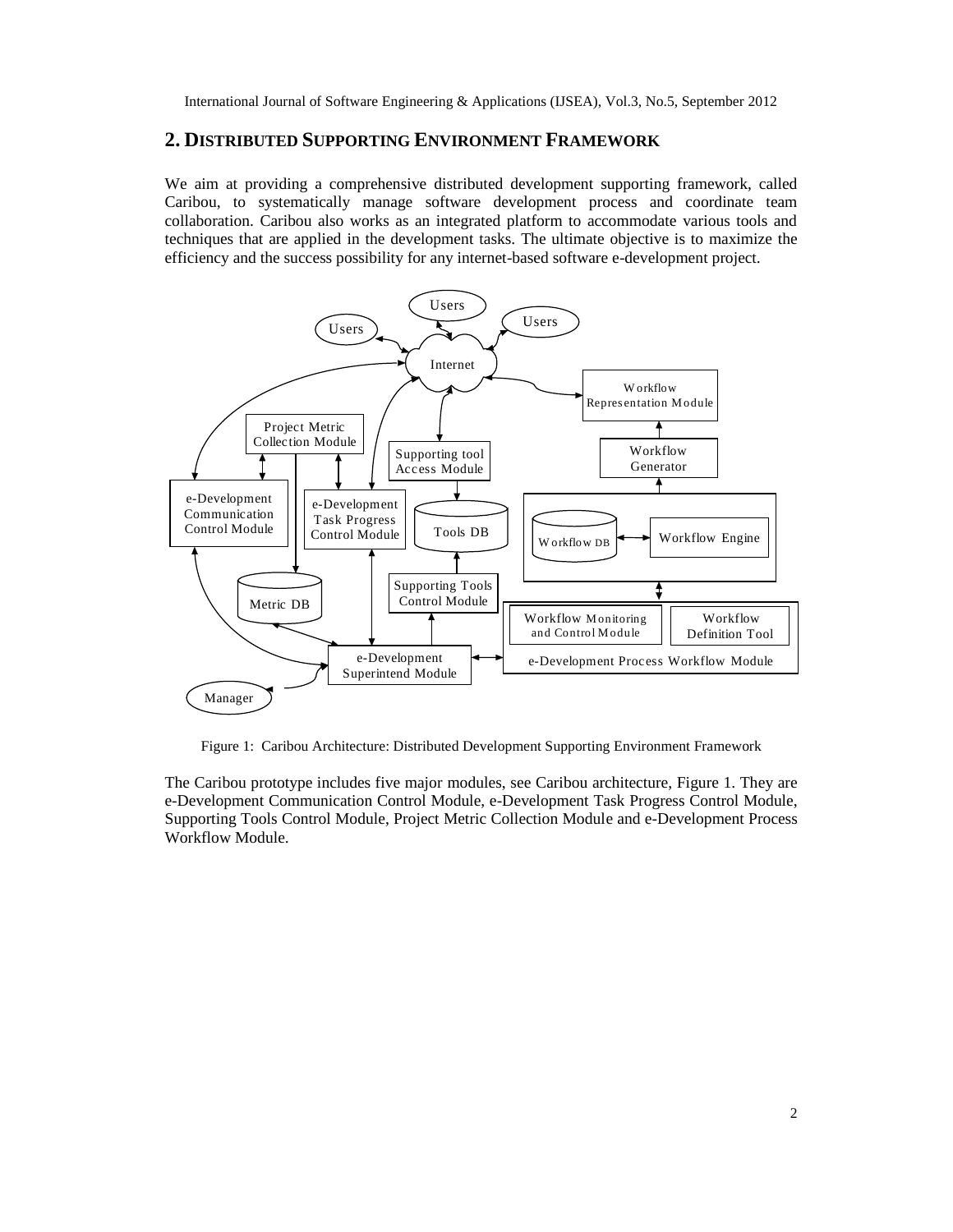## 2. DISTRIBUTED SUPPORTING ENVIRONMENT FRAMEWORK

We aim at providing a comprehensive distributed development supporting framework, called Caribou, to systematically manage software development process and coordinate team collaboration. Caribou also works as an integrated platform to accommodate various tools and techniques that are applied in the development tasks. The ultimate objective is to maximize the efficiency and the success possibility for any internet-based software e-development project.

Figure 1: Caribou Architecture: Distributed Development Supporting Environment Framework

The Caribou prototype includes five major modules, see Caribou architecture, Figure 1. They are e-Development Communication Control Module, e-Development Task Progress Control Module, Supporting Tools Control Module, Project Metric Collection Module and e-Development Process Workflow Module.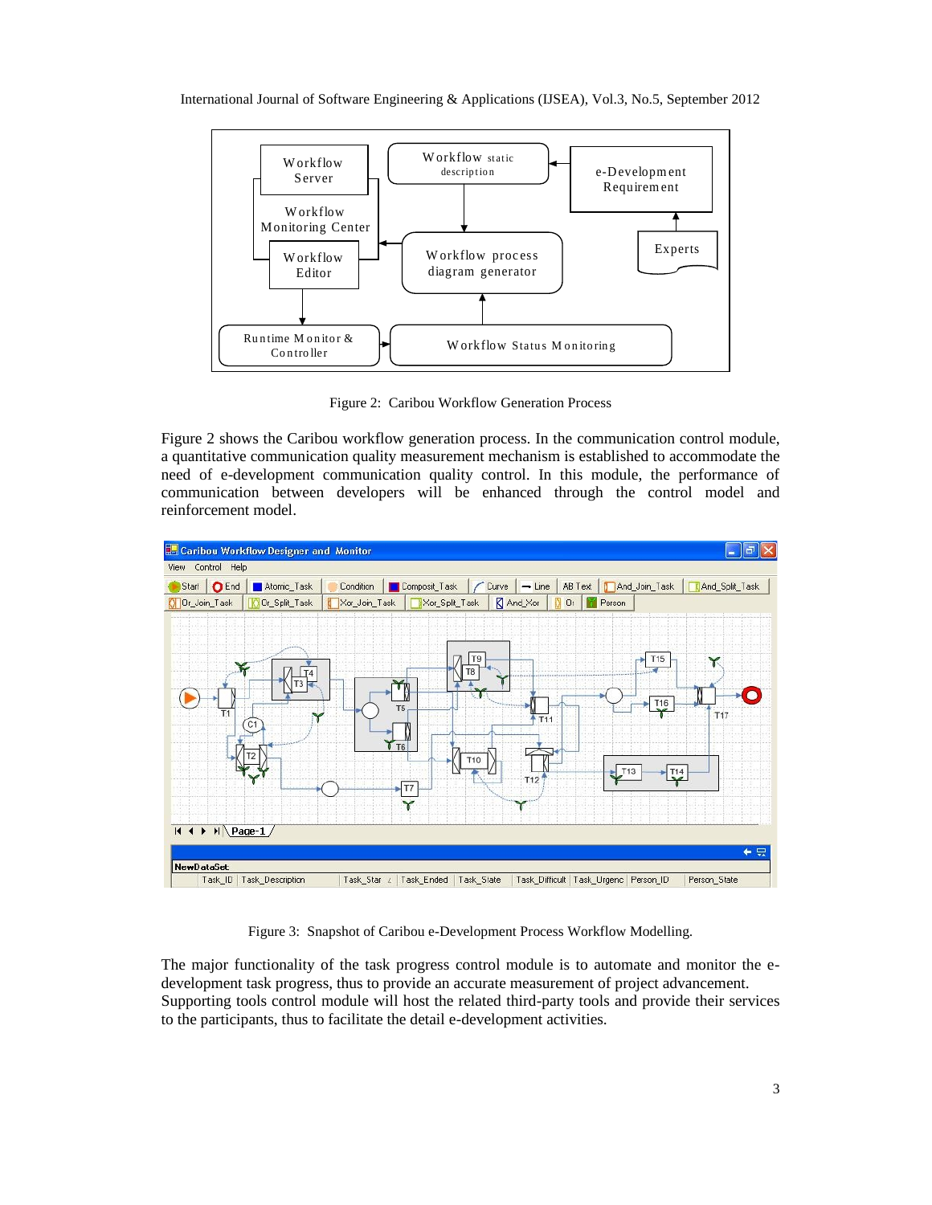Figure 2: Caribou Workflow Generation Process

Figure 2 shows the Caribou workflow generation process. In the communication control module, a quantitative communication quality measurement mechanism is established to accommodate the need of e-development communication quality control. In this module, the performance of communication between developers will be enhanced through the control model and reinforcement model.

Figure 3: Snapshot of Caribou e-Development Process Workflow Modelling.

The major functionality of the task progress control module is to automate and monitor the e-development task progress, thus to provide an accurate measurement of project advancement. Supporting tools control module will host the related third-party tools and provide their services to the participants, thus to facilitate the detail e-development activities.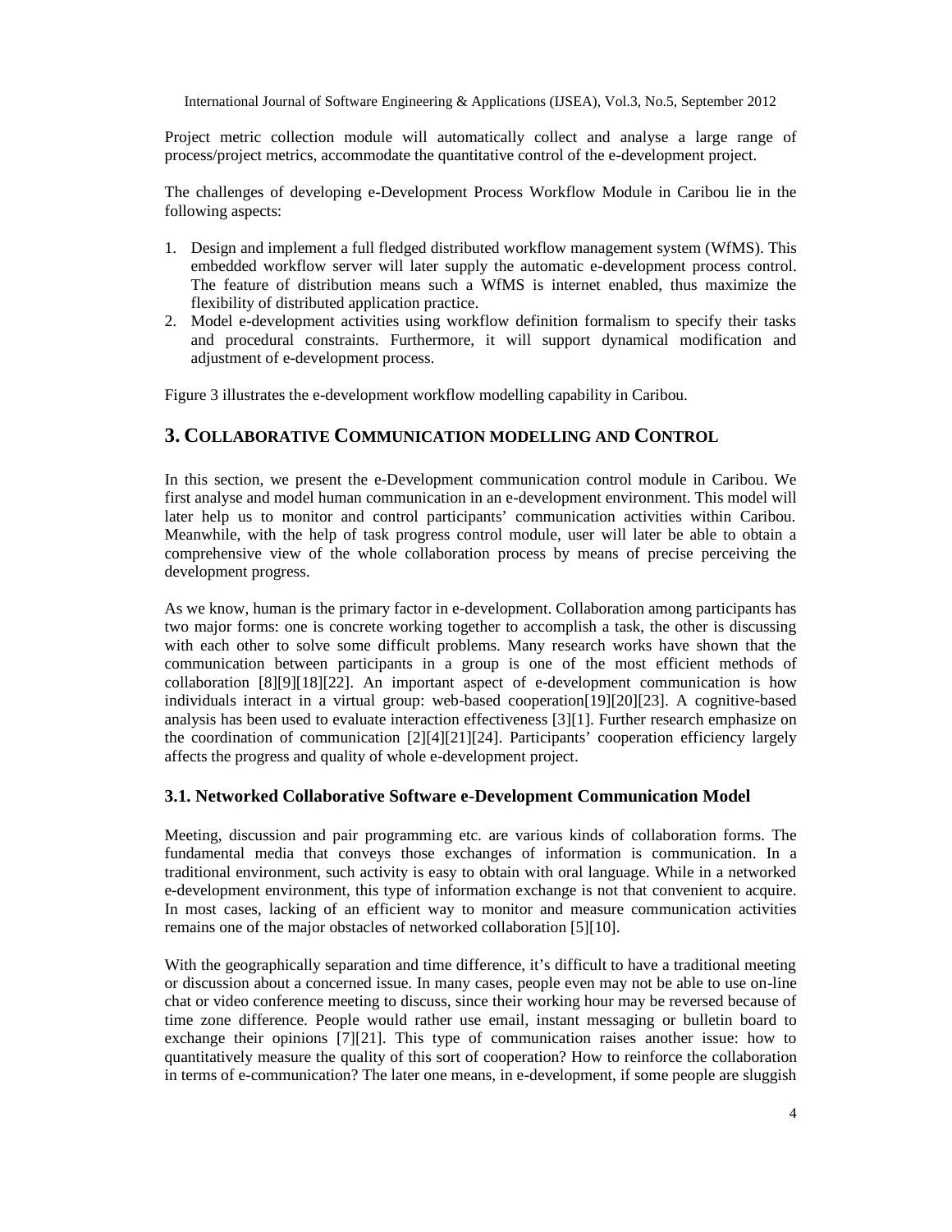Project metric collection module will automatically collect and analyse a large range of process/project metrics, accommodate the quantitative control of the e-development project.

The challenges of developing e-Development Process Workflow Module in Caribou lie in the following aspects:

1. Design and implement a full fledged distributed workflow management system (WfMS). This embedded workflow server will later supply the automatic e-development process control. The feature of distribution means such a WfMS is internet enabled, thus maximize the flexibility of distributed application practice.
2. Model e-development activities using workflow definition formalism to specify their tasks and procedural constraints. Furthermore, it will support dynamical modification and adjustment of e-development process.

Figure 3 illustrates the e-development workflow modelling capability in Caribou.

## 3. Collaborative Communication modelling and Control

In this section, we present the e-Development communication control module in Caribou. We first analyse and model human communication in an e-development environment. This model will later help us to monitor and control participants' communication activities within Caribou. Meanwhile, with the help of task progress control module, user will later be able to obtain a comprehensive view of the whole collaboration process by means of precise perceiving the development progress.

As we know, human is the primary factor in e-development. Collaboration among participants has two major forms: one is concrete working together to accomplish a task, the other is discussing with each other to solve some difficult problems. Many research works have shown that the communication between participants in a group is one of the most efficient methods of collaboration [8][9][18][22]. An important aspect of e-development communication is how individuals interact in a virtual group: web-based cooperation[19][20][23]. A cognitive-based analysis has been used to evaluate interaction effectiveness [3][1]. Further research emphasize on the coordination of communication [2][4][21][24]. Participants' cooperation efficiency largely affects the progress and quality of whole e-development project.

### 3.1. Networked Collaborative Software e-Development Communication Model

Meeting, discussion and pair programming etc. are various kinds of collaboration forms. The fundamental media that conveys those exchanges of information is communication. In a traditional environment, such activity is easy to obtain with oral language. While in a networked e-development environment, this type of information exchange is not that convenient to acquire. In most cases, lacking of an efficient way to monitor and measure communication activities remains one of the major obstacles of networked collaboration [5][10].

With the geographically separation and time difference, it's difficult to have a traditional meeting or discussion about a concerned issue. In many cases, people even may not be able to use on-line chat or video conference meeting to discuss, since their working hour may be reversed because of time zone difference. People would rather use email, instant messaging or bulletin board to exchange their opinions [7][21]. This type of communication raises another issue: how to quantitatively measure the quality of this sort of cooperation? How to reinforce the collaboration in terms of e-communication? The later one means, in e-development, if some people are sluggish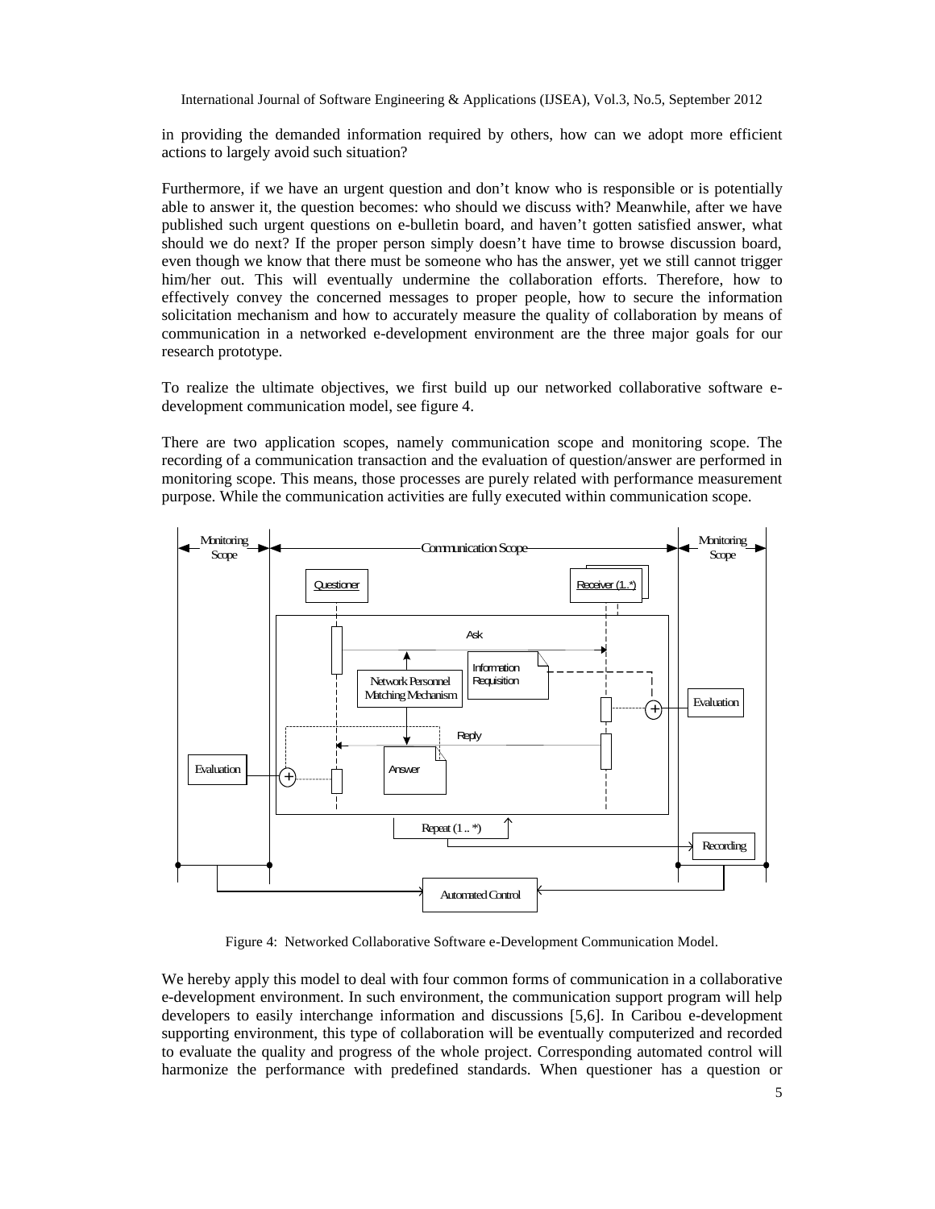in providing the demanded information required by others, how can we adopt more efficient actions to largely avoid such situation?

Furthermore, if we have an urgent question and don't know who is responsible or is potentially able to answer it, the question becomes: who should we discuss with? Meanwhile, after we have published such urgent questions on e-bulletin board, and haven't gotten satisfied answer, what should we do next? If the proper person simply doesn't have time to browse discussion board, even though we know that there must be someone who has the answer, yet we still cannot trigger him/her out. This will eventually undermine the collaboration efforts. Therefore, how to effectively convey the concerned messages to proper people, how to secure the information solicitation mechanism and how to accurately measure the quality of collaboration by means of communication in a networked e-development environment are the three major goals for our research prototype.

To realize the ultimate objectives, we first build up our networked collaborative software e-development communication model, see figure 4.

There are two application scopes, namely communication scope and monitoring scope. The recording of a communication transaction and the evaluation of question/answer are performed in monitoring scope. This means, those processes are purely related with performance measurement purpose. While the communication activities are fully executed within communication scope.

Figure 4: Networked Collaborative Software e-Development Communication Model.

We hereby apply this model to deal with four common forms of communication in a collaborative e-development environment. In such environment, the communication support program will help developers to easily interchange information and discussions [5,6]. In Caribou e-development supporting environment, this type of collaboration will be eventually computerized and recorded to evaluate the quality and progress of the whole project. Corresponding automated control will harmonize the performance with predefined standards. When questioner has a question or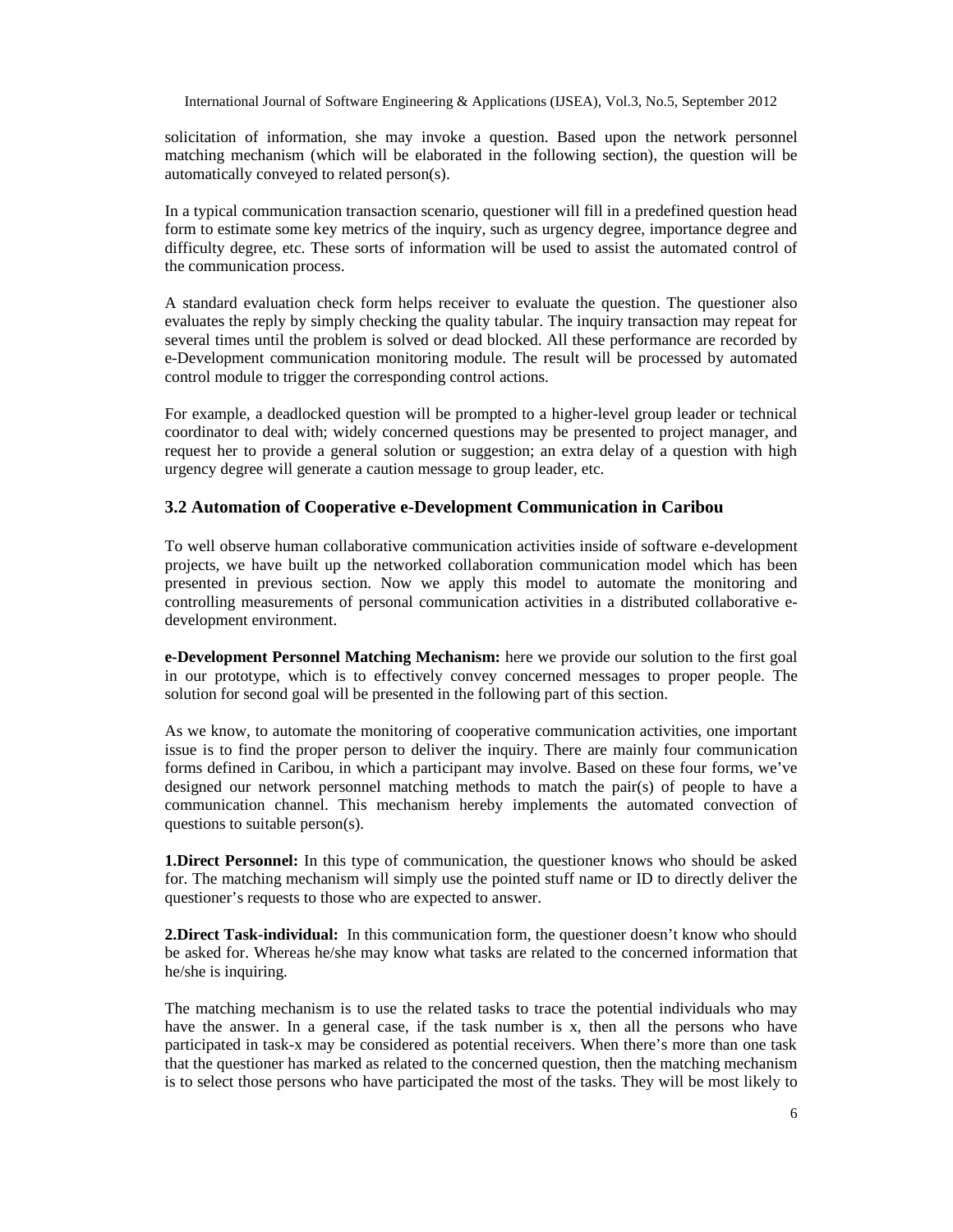solicitation of information, she may invoke a question. Based upon the network personnel matching mechanism (which will be elaborated in the following section), the question will be automatically conveyed to related person(s).

In a typical communication transaction scenario, questioner will fill in a predefined question head form to estimate some key metrics of the inquiry, such as urgency degree, importance degree and difficulty degree, etc. These sorts of information will be used to assist the automated control of the communication process.

A standard evaluation check form helps receiver to evaluate the question. The questioner also evaluates the reply by simply checking the quality tabular. The inquiry transaction may repeat for several times until the problem is solved or dead blocked. All these performance are recorded by e-Development communication monitoring module. The result will be processed by automated control module to trigger the corresponding control actions.

For example, a deadlocked question will be prompted to a higher-level group leader or technical coordinator to deal with; widely concerned questions may be presented to project manager, and request her to provide a general solution or suggestion; an extra delay of a question with high urgency degree will generate a caution message to group leader, etc.

### 3.2 Automation of Cooperative e-Development Communication in Caribou

To well observe human collaborative communication activities inside of software e-development projects, we have built up the networked collaboration communication model which has been presented in previous section. Now we apply this model to automate the monitoring and controlling measurements of personal communication activities in a distributed collaborative e-development environment.

**e-Development Personnel Matching Mechanism:** here we provide our solution to the first goal in our prototype, which is to effectively convey concerned messages to proper people. The solution for second goal will be presented in the following part of this section.

As we know, to automate the monitoring of cooperative communication activities, one important issue is to find the proper person to deliver the inquiry. There are mainly four communication forms defined in Caribou, in which a participant may involve. Based on these four forms, we've designed our network personnel matching methods to match the pair(s) of people to have a communication channel. This mechanism hereby implements the automated convection of questions to suitable person(s).

**1.Direct Personnel:** In this type of communication, the questioner knows who should be asked for. The matching mechanism will simply use the pointed stuff name or ID to directly deliver the questioner's requests to those who are expected to answer.

**2.Direct Task-individual:** In this communication form, the questioner doesn't know who should be asked for. Whereas he/she may know what tasks are related to the concerned information that he/she is inquiring.

The matching mechanism is to use the related tasks to trace the potential individuals who may have the answer. In a general case, if the task number is x, then all the persons who have participated in task-x may be considered as potential receivers. When there's more than one task that the questioner has marked as related to the concerned question, then the matching mechanism is to select those persons who have participated the most of the tasks. They will be most likely to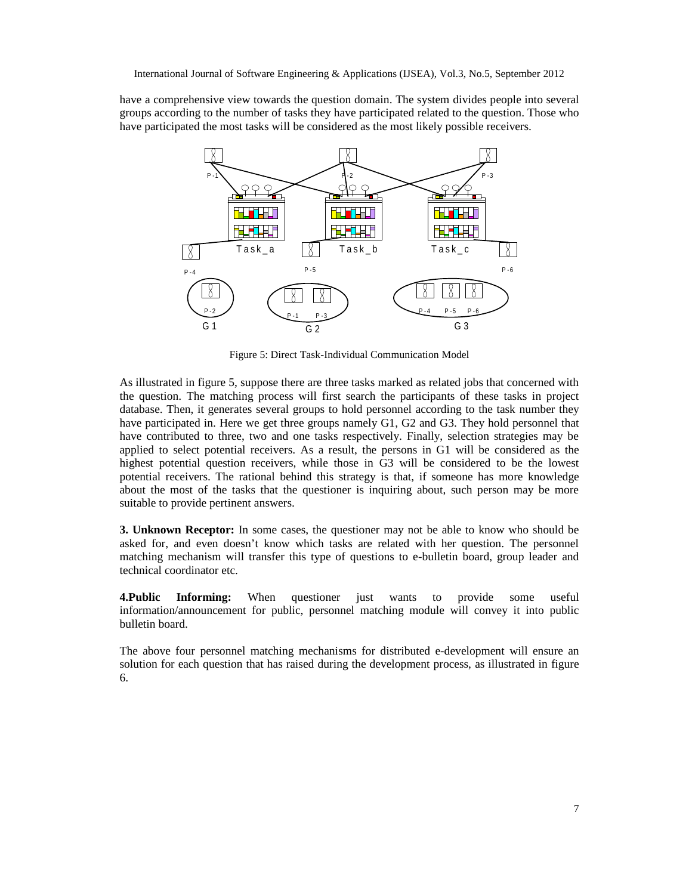have a comprehensive view towards the question domain. The system divides people into several groups according to the number of tasks they have participated related to the question. Those who have participated the most tasks will be considered as the most likely possible receivers.

Figure 5: Direct Task-Individual Communication Model

As illustrated in figure 5, suppose there are three tasks marked as related jobs that concerned with the question. The matching process will first search the participants of these tasks in project database. Then, it generates several groups to hold personnel according to the task number they have participated in. Here we get three groups namely G1, G2 and G3. They hold personnel that have contributed to three, two and one tasks respectively. Finally, selection strategies may be applied to select potential receivers. As a result, the persons in G1 will be considered as the highest potential question receivers, while those in G3 will be considered to be the lowest potential receivers. The rational behind this strategy is that, if someone has more knowledge about the most of the tasks that the questioner is inquiring about, such person may be more suitable to provide pertinent answers.

**3. Unknown Receptor:** In some cases, the questioner may not be able to know who should be asked for, and even doesn't know which tasks are related with her question. The personnel matching mechanism will transfer this type of questions to e-bulletin board, group leader and technical coordinator etc.

**4.Public Informing:** When questioner just wants to provide some useful information/announcement for public, personnel matching module will convey it into public bulletin board.

The above four personnel matching mechanisms for distributed e-development will ensure an solution for each question that has raised during the development process, as illustrated in figure 6.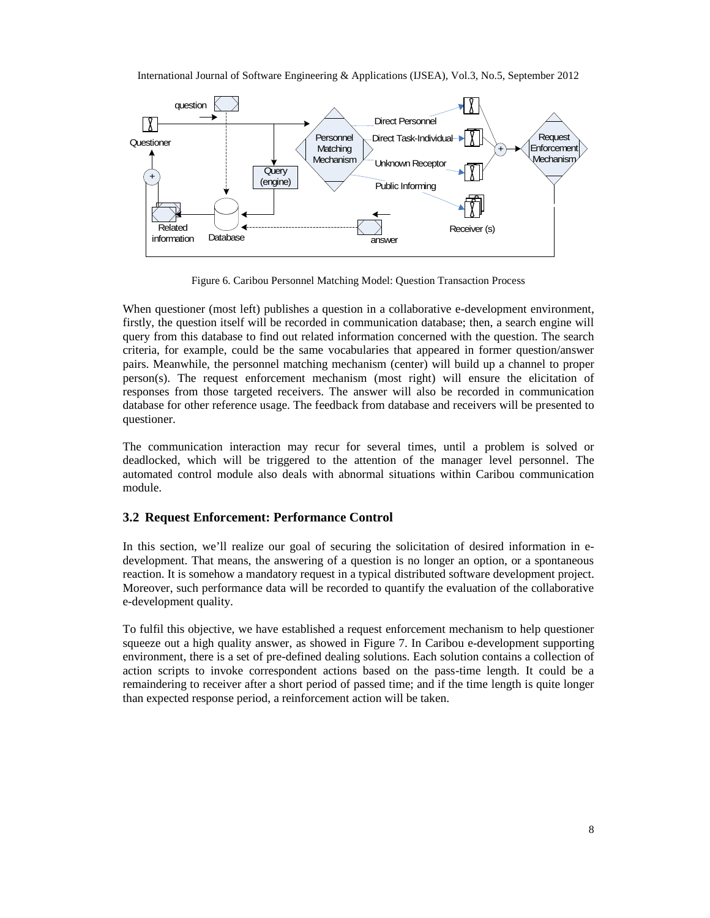Figure 6. Caribou Personnel Matching Model: Question Transaction Process

When questioner (most left) publishes a question in a collaborative e-development environment, firstly, the question itself will be recorded in communication database; then, a search engine will query from this database to find out related information concerned with the question. The search criteria, for example, could be the same vocabularies that appeared in former question/answer pairs. Meanwhile, the personnel matching mechanism (center) will build up a channel to proper person(s). The request enforcement mechanism (most right) will ensure the elicitation of responses from those targeted receivers. The answer will also be recorded in communication database for other reference usage. The feedback from database and receivers will be presented to questioner.

The communication interaction may recur for several times, until a problem is solved or deadlocked, which will be triggered to the attention of the manager level personnel. The automated control module also deals with abnormal situations within Caribou communication module.

### 3.2 Request Enforcement: Performance Control

In this section, we'll realize our goal of securing the solicitation of desired information in e-development. That means, the answering of a question is no longer an option, or a spontaneous reaction. It is somehow a mandatory request in a typical distributed software development project. Moreover, such performance data will be recorded to quantify the evaluation of the collaborative e-development quality.

To fulfil this objective, we have established a request enforcement mechanism to help questioner squeeze out a high quality answer, as showed in Figure 7. In Caribou e-development supporting environment, there is a set of pre-defined dealing solutions. Each solution contains a collection of action scripts to invoke correspondent actions based on the pass-time length. It could be a remaindering to receiver after a short period of passed time; and if the time length is quite longer than expected response period, a reinforcement action will be taken.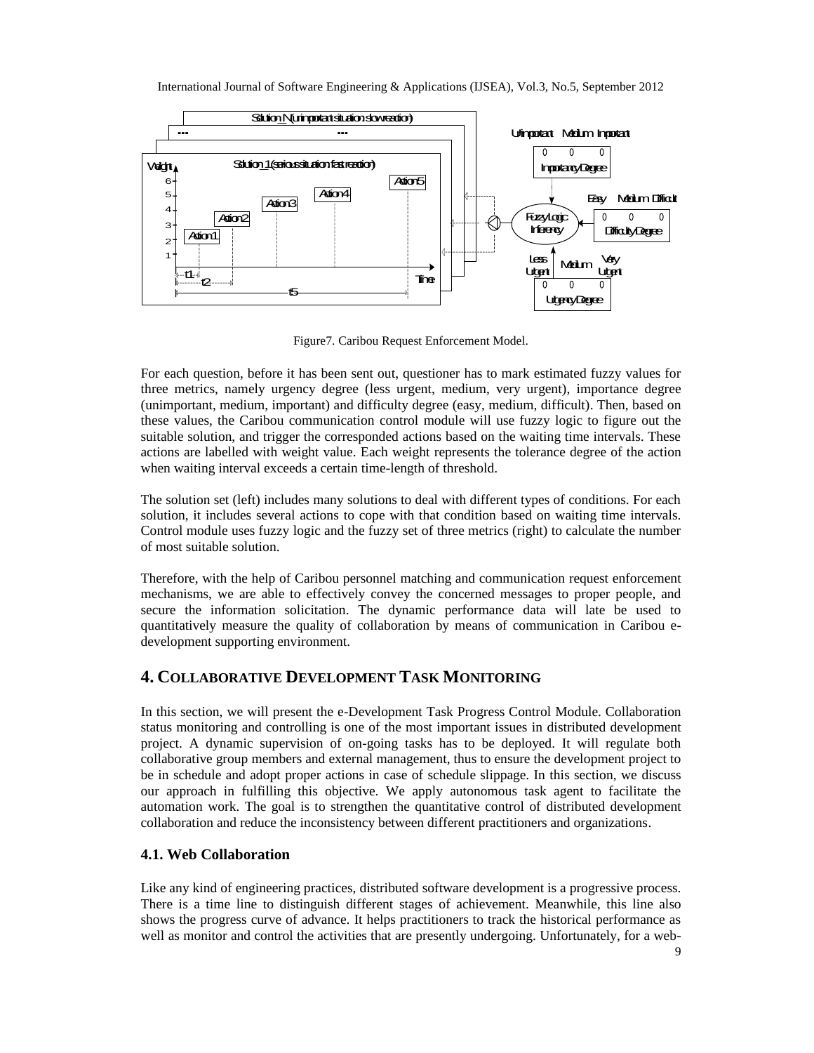Figure7. Caribou Request Enforcement Model.

For each question, before it has been sent out, questioner has to mark estimated fuzzy values for three metrics, namely urgency degree (less urgent, medium, very urgent), importance degree (unimportant, medium, important) and difficulty degree (easy, medium, difficult). Then, based on these values, the Caribou communication control module will use fuzzy logic to figure out the suitable solution, and trigger the corresponded actions based on the waiting time intervals. These actions are labelled with weight value. Each weight represents the tolerance degree of the action when waiting interval exceeds a certain time-length of threshold.

The solution set (left) includes many solutions to deal with different types of conditions. For each solution, it includes several actions to cope with that condition based on waiting time intervals. Control module uses fuzzy logic and the fuzzy set of three metrics (right) to calculate the number of most suitable solution.

Therefore, with the help of Caribou personnel matching and communication request enforcement mechanisms, we are able to effectively convey the concerned messages to proper people, and secure the information solicitation. The dynamic performance data will late be used to quantitatively measure the quality of collaboration by means of communication in Caribou e-development supporting environment.

## 4. COLLABORATIVE DEVELOPMENT TASK MONITORING

In this section, we will present the e-Development Task Progress Control Module. Collaboration status monitoring and controlling is one of the most important issues in distributed development project. A dynamic supervision of on-going tasks has to be deployed. It will regulate both collaborative group members and external management, thus to ensure the development project to be in schedule and adopt proper actions in case of schedule slippage. In this section, we discuss our approach in fulfilling this objective. We apply autonomous task agent to facilitate the automation work. The goal is to strengthen the quantitative control of distributed development collaboration and reduce the inconsistency between different practitioners and organizations.

### 4.1. Web Collaboration

Like any kind of engineering practices, distributed software development is a progressive process. There is a time line to distinguish different stages of achievement. Meanwhile, this line also shows the progress curve of advance. It helps practitioners to track the historical performance as well as monitor and control the activities that are presently undergoing. Unfortunately, for a web-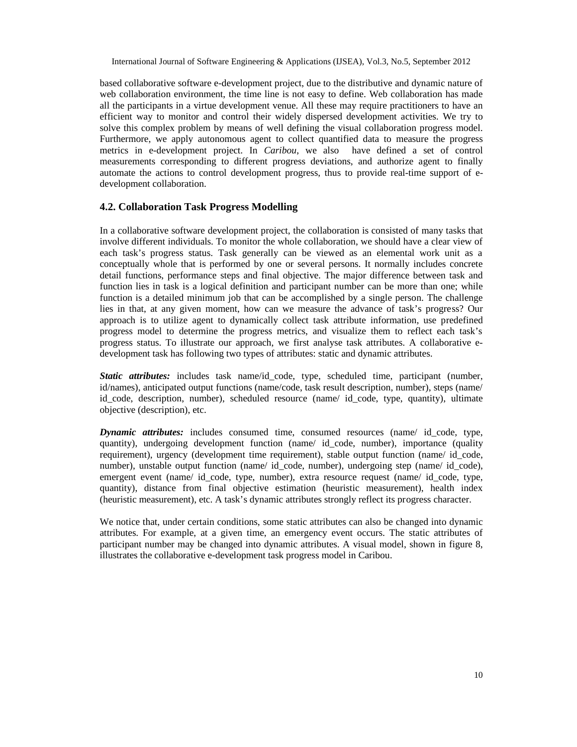based collaborative software e-development project, due to the distributive and dynamic nature of web collaboration environment, the time line is not easy to define. Web collaboration has made all the participants in a virtue development venue. All these may require practitioners to have an efficient way to monitor and control their widely dispersed development activities. We try to solve this complex problem by means of well defining the visual collaboration progress model. Furthermore, we apply autonomous agent to collect quantified data to measure the progress metrics in e-development project. In *Caribou*, we also have defined a set of control measurements corresponding to different progress deviations, and authorize agent to finally automate the actions to control development progress, thus to provide real-time support of e-development collaboration.

### 4.2. Collaboration Task Progress Modelling

In a collaborative software development project, the collaboration is consisted of many tasks that involve different individuals. To monitor the whole collaboration, we should have a clear view of each task's progress status. Task generally can be viewed as an elemental work unit as a conceptually whole that is performed by one or several persons. It normally includes concrete detail functions, performance steps and final objective. The major difference between task and function lies in task is a logical definition and participant number can be more than one; while function is a detailed minimum job that can be accomplished by a single person. The challenge lies in that, at any given moment, how can we measure the advance of task's progress? Our approach is to utilize agent to dynamically collect task attribute information, use predefined progress model to determine the progress metrics, and visualize them to reflect each task's progress status. To illustrate our approach, we first analyse task attributes. A collaborative e-development task has following two types of attributes: static and dynamic attributes.

***Static attributes:*** includes task name/id_code, type, scheduled time, participant (number, id/names), anticipated output functions (name/code, task result description, number), steps (name/ id_code, description, number), scheduled resource (name/ id_code, type, quantity), ultimate objective (description), etc.

***Dynamic attributes:*** includes consumed time, consumed resources (name/ id_code, type, quantity), undergoing development function (name/ id_code, number), importance (quality requirement), urgency (development time requirement), stable output function (name/ id_code, number), unstable output function (name/ id_code, number), undergoing step (name/ id_code), emergent event (name/ id_code, type, number), extra resource request (name/ id_code, type, quantity), distance from final objective estimation (heuristic measurement), health index (heuristic measurement), etc. A task's dynamic attributes strongly reflect its progress character.

We notice that, under certain conditions, some static attributes can also be changed into dynamic attributes. For example, at a given time, an emergency event occurs. The static attributes of participant number may be changed into dynamic attributes. A visual model, shown in figure 8, illustrates the collaborative e-development task progress model in Caribou.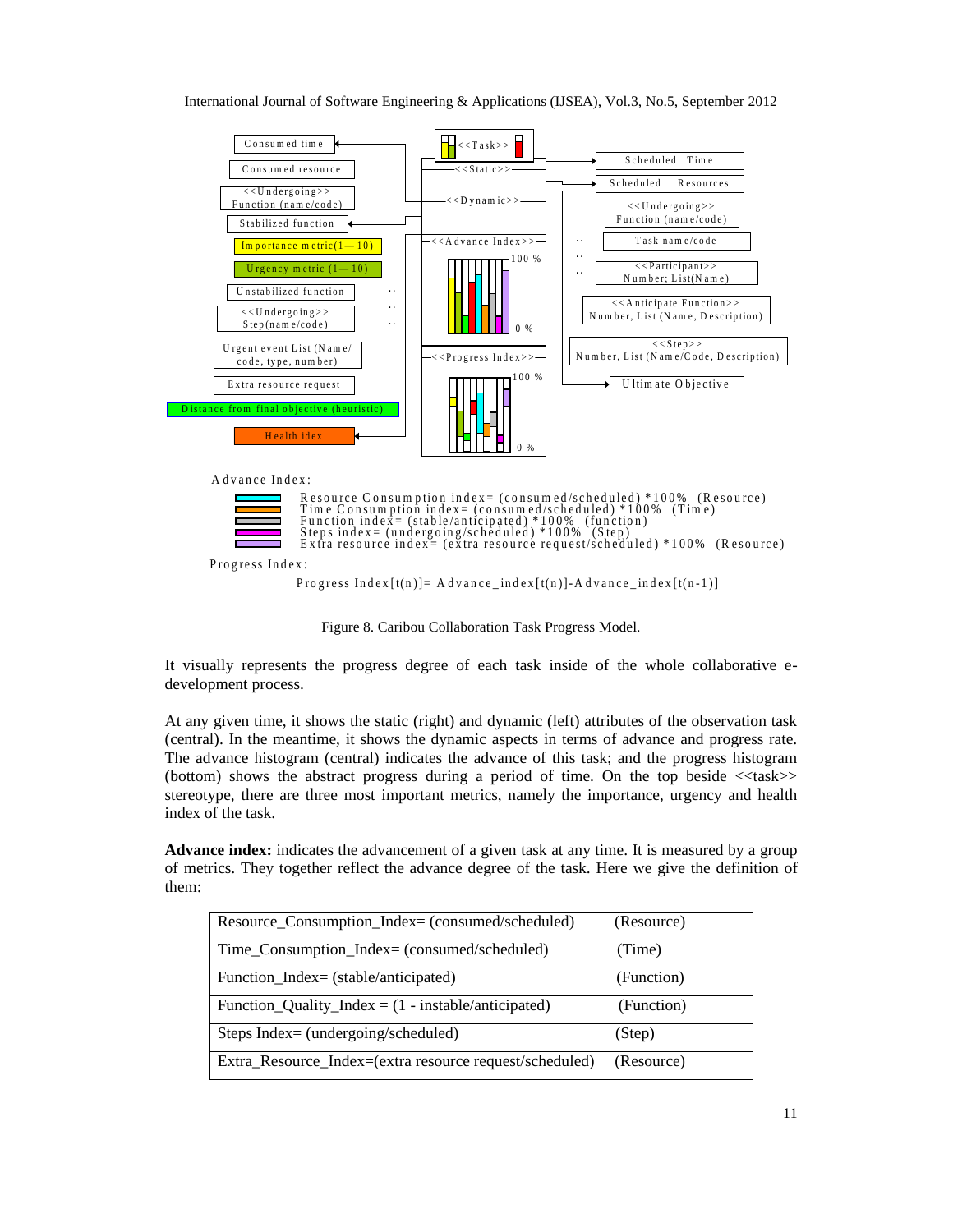Advance Index:

Resource Consumption index= (consumed/scheduled) *100% (Resource)
Time Consumption index= (consumed/scheduled) *100% (Time)
Function index= (stable/anticipated) *100% (function)
Steps index= (undergoing/scheduled) *100% (Step)
Extra resource index= (extra resource request/scheduled) *100% (Resource)

Progress Index:

Progress Index[t(n)]= Advance_index[t(n)]-Advance_index[t(n-1)]

Figure 8. Caribou Collaboration Task Progress Model.

It visually represents the progress degree of each task inside of the whole collaborative e-development process.

At any given time, it shows the static (right) and dynamic (left) attributes of the observation task (central). In the meantime, it shows the dynamic aspects in terms of advance and progress rate. The advance histogram (central) indicates the advance of this task; and the progress histogram (bottom) shows the abstract progress during a period of time. On the top beside <<task>> stereotype, there are three most important metrics, namely the importance, urgency and health index of the task.

**Advance index:** indicates the advancement of a given task at any time. It is measured by a group of metrics. They together reflect the advance degree of the task. Here we give the definition of them:

| Resource_Consumption_Index= (consumed/scheduled) | (Resource) |
|---|---|
| Time_Consumption_Index= (consumed/scheduled) | (Time) |
| Function_Index= (stable/anticipated) | (Function) |
| Function_Quality_Index = (1 - instable/anticipated) | (Function) |
| Steps Index= (undergoing/scheduled) | (Step) |
| Extra_Resource_Index=(extra resource request/scheduled) | (Resource) |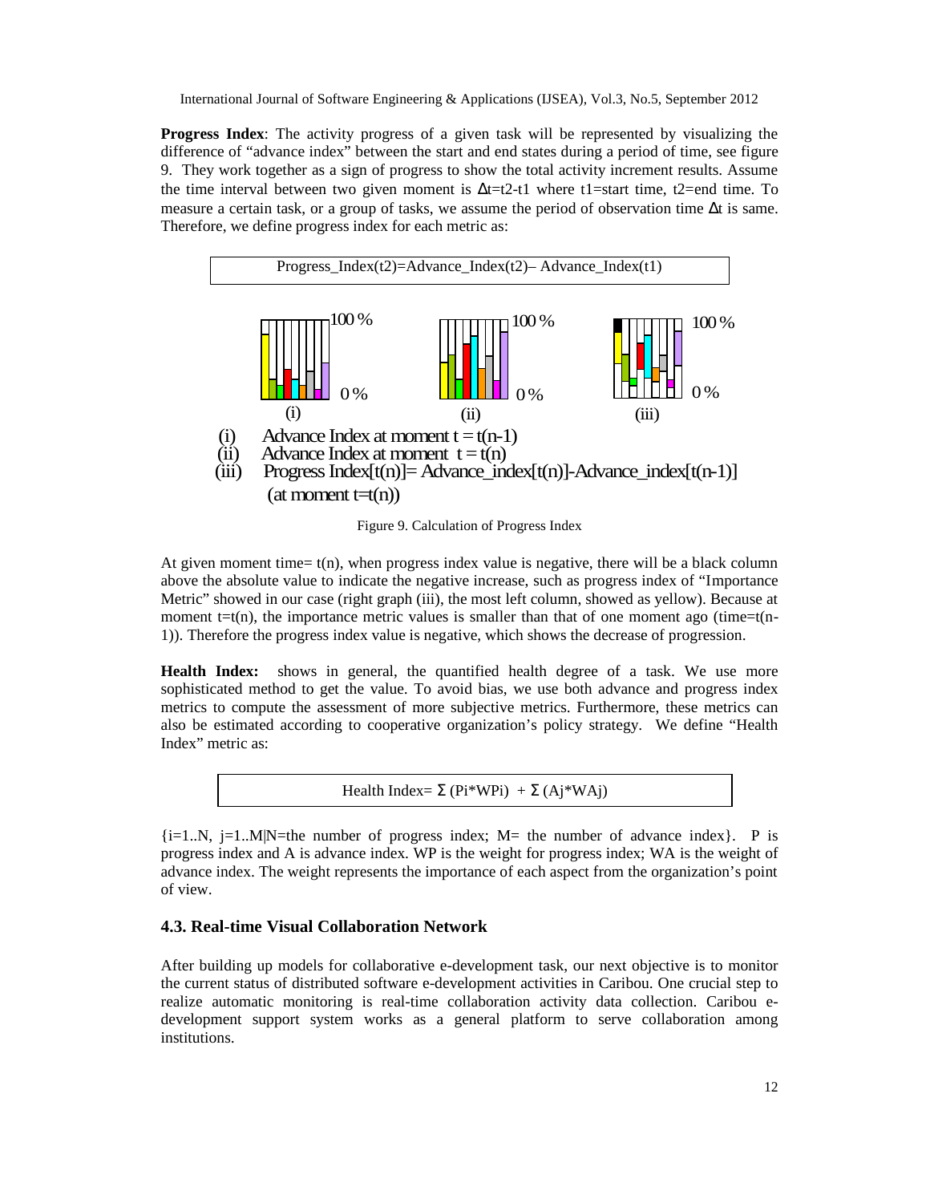**Progress Index**: The activity progress of a given task will be represented by visualizing the difference of "advance index" between the start and end states during a period of time, see figure 9. They work together as a sign of progress to show the total activity increment results. Assume the time interval between two given moment is $\Delta t = t2 - t1$ where t1=start time, t2=end time. To measure a certain task, or a group of tasks, we assume the period of observation time $\Delta t$ is same. Therefore, we define progress index for each metric as:

$$\text{Progress\_Index}(t2) = \text{Advance\_Index}(t2) - \text{Advance\_Index}(t1)$$

(i) Advance Index at moment t = t(n-1)

(ii) Advance Index at moment t = t(n)

(iii) Progress Index[t(n)]= Advance_index[t(n)]-Advance_index[t(n-1)] (at moment t=t(n))

Figure 9. Calculation of Progress Index

At given moment time= t(n), when progress index value is negative, there will be a black column above the absolute value to indicate the negative increase, such as progress index of "Importance Metric" showed in our case (right graph (iii), the most left column, showed as yellow). Because at moment t=t(n), the importance metric values is smaller than that of one moment ago (time=t(n-1)). Therefore the progress index value is negative, which shows the decrease of progression.

**Health Index:** shows in general, the quantified health degree of a task. We use more sophisticated method to get the value. To avoid bias, we use both advance and progress index metrics to compute the assessment of more subjective metrics. Furthermore, these metrics can also be estimated according to cooperative organization's policy strategy. We define "Health Index" metric as:

$$\text{Health Index} = \Sigma\,(Pi*WPi) + \Sigma\,(Aj*WAj)$$

{i=1..N, j=1..M|N=the number of progress index; M= the number of advance index}. P is progress index and A is advance index. WP is the weight for progress index; WA is the weight of advance index. The weight represents the importance of each aspect from the organization's point of view.

### 4.3. Real-time Visual Collaboration Network

After building up models for collaborative e-development task, our next objective is to monitor the current status of distributed software e-development activities in Caribou. One crucial step to realize automatic monitoring is real-time collaboration activity data collection. Caribou e-development support system works as a general platform to serve collaboration among institutions.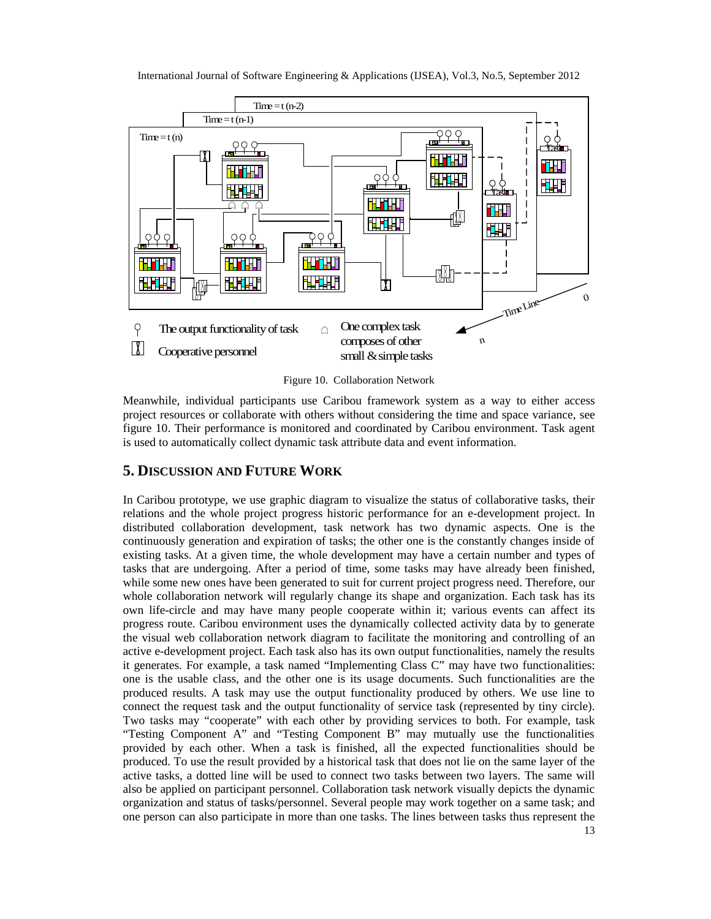Figure 10. Collaboration Network

Meanwhile, individual participants use Caribou framework system as a way to either access project resources or collaborate with others without considering the time and space variance, see figure 10. Their performance is monitored and coordinated by Caribou environment. Task agent is used to automatically collect dynamic task attribute data and event information.

## 5. DISCUSSION AND FUTURE WORK

In Caribou prototype, we use graphic diagram to visualize the status of collaborative tasks, their relations and the whole project progress historic performance for an e-development project. In distributed collaboration development, task network has two dynamic aspects. One is the continuously generation and expiration of tasks; the other one is the constantly changes inside of existing tasks. At a given time, the whole development may have a certain number and types of tasks that are undergoing. After a period of time, some tasks may have already been finished, while some new ones have been generated to suit for current project progress need. Therefore, our whole collaboration network will regularly change its shape and organization. Each task has its own life-circle and may have many people cooperate within it; various events can affect its progress route. Caribou environment uses the dynamically collected activity data by to generate the visual web collaboration network diagram to facilitate the monitoring and controlling of an active e-development project. Each task also has its own output functionalities, namely the results it generates. For example, a task named "Implementing Class C" may have two functionalities: one is the usable class, and the other one is its usage documents. Such functionalities are the produced results. A task may use the output functionality produced by others. We use line to connect the request task and the output functionality of service task (represented by tiny circle). Two tasks may "cooperate" with each other by providing services to both. For example, task "Testing Component A" and "Testing Component B" may mutually use the functionalities provided by each other. When a task is finished, all the expected functionalities should be produced. To use the result provided by a historical task that does not lie on the same layer of the active tasks, a dotted line will be used to connect two tasks between two layers. The same will also be applied on participant personnel. Collaboration task network visually depicts the dynamic organization and status of tasks/personnel. Several people may work together on a same task; and one person can also participate in more than one tasks. The lines between tasks thus represent the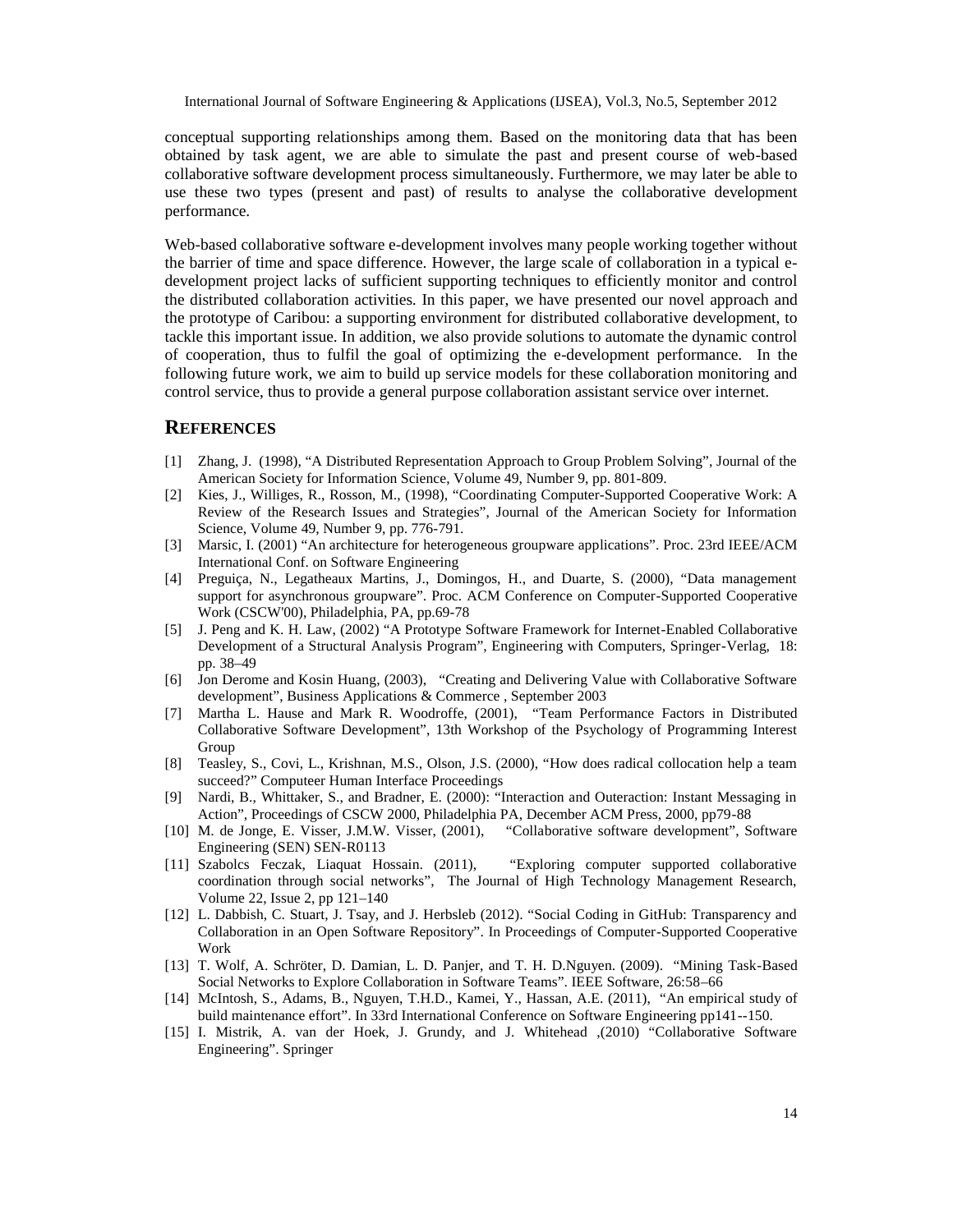conceptual supporting relationships among them. Based on the monitoring data that has been obtained by task agent, we are able to simulate the past and present course of web-based collaborative software development process simultaneously. Furthermore, we may later be able to use these two types (present and past) of results to analyse the collaborative development performance.

Web-based collaborative software e-development involves many people working together without the barrier of time and space difference. However, the large scale of collaboration in a typical e-development project lacks of sufficient supporting techniques to efficiently monitor and control the distributed collaboration activities. In this paper, we have presented our novel approach and the prototype of Caribou: a supporting environment for distributed collaborative development, to tackle this important issue. In addition, we also provide solutions to automate the dynamic control of cooperation, thus to fulfil the goal of optimizing the e-development performance. In the following future work, we aim to build up service models for these collaboration monitoring and control service, thus to provide a general purpose collaboration assistant service over internet.

## REFERENCES

[1] Zhang, J. (1998), "A Distributed Representation Approach to Group Problem Solving", Journal of the American Society for Information Science, Volume 49, Number 9, pp. 801-809.

[2] Kies, J., Williges, R., Rosson, M., (1998), "Coordinating Computer-Supported Cooperative Work: A Review of the Research Issues and Strategies", Journal of the American Society for Information Science, Volume 49, Number 9, pp. 776-791.

[3] Marsic, I. (2001) "An architecture for heterogeneous groupware applications". Proc. 23rd IEEE/ACM International Conf. on Software Engineering

[4] Preguiça, N., Legatheaux Martins, J., Domingos, H., and Duarte, S. (2000), "Data management support for asynchronous groupware". Proc. ACM Conference on Computer-Supported Cooperative Work (CSCW'00), Philadelphia, PA, pp.69-78

[5] J. Peng and K. H. Law, (2002) "A Prototype Software Framework for Internet-Enabled Collaborative Development of a Structural Analysis Program", Engineering with Computers, Springer-Verlag, 18: pp. 38–49

[6] Jon Derome and Kosin Huang, (2003), "Creating and Delivering Value with Collaborative Software development", Business Applications & Commerce , September 2003

[7] Martha L. Hause and Mark R. Woodroffe, (2001), "Team Performance Factors in Distributed Collaborative Software Development", 13th Workshop of the Psychology of Programming Interest Group

[8] Teasley, S., Covi, L., Krishnan, M.S., Olson, J.S. (2000), "How does radical collocation help a team succeed?" Computeer Human Interface Proceedings

[9] Nardi, B., Whittaker, S., and Bradner, E. (2000): "Interaction and Outeraction: Instant Messaging in Action", Proceedings of CSCW 2000, Philadelphia PA, December ACM Press, 2000, pp79-88

[10] M. de Jonge, E. Visser, J.M.W. Visser, (2001), "Collaborative software development", Software Engineering (SEN) SEN-R0113

[11] Szabolcs Feczak, Liaquat Hossain. (2011), "Exploring computer supported collaborative coordination through social networks", The Journal of High Technology Management Research, Volume 22, Issue 2, pp 121–140

[12] L. Dabbish, C. Stuart, J. Tsay, and J. Herbsleb (2012). "Social Coding in GitHub: Transparency and Collaboration in an Open Software Repository". In Proceedings of Computer-Supported Cooperative Work

[13] T. Wolf, A. Schröter, D. Damian, L. D. Panjer, and T. H. D.Nguyen. (2009). "Mining Task-Based Social Networks to Explore Collaboration in Software Teams". IEEE Software, 26:58–66

[14] McIntosh, S., Adams, B., Nguyen, T.H.D., Kamei, Y., Hassan, A.E. (2011), "An empirical study of build maintenance effort". In 33rd International Conference on Software Engineering pp141--150.

[15] I. Mistrik, A. van der Hoek, J. Grundy, and J. Whitehead ,(2010) "Collaborative Software Engineering". Springer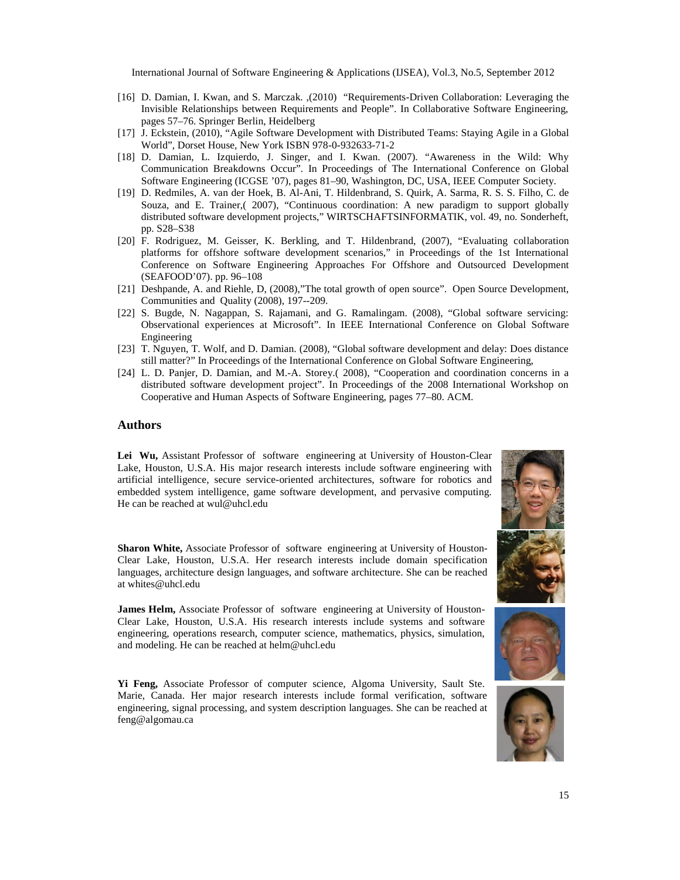[16] D. Damian, I. Kwan, and S. Marczak. ,(2010) "Requirements-Driven Collaboration: Leveraging the Invisible Relationships between Requirements and People". In Collaborative Software Engineering, pages 57–76. Springer Berlin, Heidelberg

[17] J. Eckstein, (2010), "Agile Software Development with Distributed Teams: Staying Agile in a Global World", Dorset House, New York ISBN 978-0-932633-71-2

[18] D. Damian, L. Izquierdo, J. Singer, and I. Kwan. (2007). "Awareness in the Wild: Why Communication Breakdowns Occur". In Proceedings of The International Conference on Global Software Engineering (ICGSE '07), pages 81–90, Washington, DC, USA, IEEE Computer Society.

[19] D. Redmiles, A. van der Hoek, B. Al-Ani, T. Hildenbrand, S. Quirk, A. Sarma, R. S. S. Filho, C. de Souza, and E. Trainer,( 2007), "Continuous coordination: A new paradigm to support globally distributed software development projects," WIRTSCHAFTSINFORMATIK, vol. 49, no. Sonderheft, pp. S28–S38

[20] F. Rodriguez, M. Geisser, K. Berkling, and T. Hildenbrand, (2007), "Evaluating collaboration platforms for offshore software development scenarios," in Proceedings of the 1st International Conference on Software Engineering Approaches For Offshore and Outsourced Development (SEAFOOD'07). pp. 96–108

[21] Deshpande, A. and Riehle, D, (2008),"The total growth of open source". Open Source Development, Communities and Quality (2008), 197--209.

[22] S. Bugde, N. Nagappan, S. Rajamani, and G. Ramalingam. (2008), "Global software servicing: Observational experiences at Microsoft". In IEEE International Conference on Global Software Engineering

[23] T. Nguyen, T. Wolf, and D. Damian. (2008), "Global software development and delay: Does distance still matter?" In Proceedings of the International Conference on Global Software Engineering,

[24] L. D. Panjer, D. Damian, and M.-A. Storey.( 2008), "Cooperation and coordination concerns in a distributed software development project". In Proceedings of the 2008 International Workshop on Cooperative and Human Aspects of Software Engineering, pages 77–80. ACM.

## Authors

**Lei Wu,** Assistant Professor of software engineering at University of Houston-Clear Lake, Houston, U.S.A. His major research interests include software engineering with artificial intelligence, secure service-oriented architectures, software for robotics and embedded system intelligence, game software development, and pervasive computing. He can be reached at wul@uhcl.edu

**Sharon White,** Associate Professor of software engineering at University of Houston-Clear Lake, Houston, U.S.A. Her research interests include domain specification languages, architecture design languages, and software architecture. She can be reached at whites@uhcl.edu

**James Helm,** Associate Professor of software engineering at University of Houston-Clear Lake, Houston, U.S.A. His research interests include systems and software engineering, operations research, computer science, mathematics, physics, simulation, and modeling. He can be reached at helm@uhcl.edu

**Yi Feng,** Associate Professor of computer science, Algoma University, Sault Ste. Marie, Canada. Her major research interests include formal verification, software engineering, signal processing, and system description languages. She can be reached at feng@algomau.ca